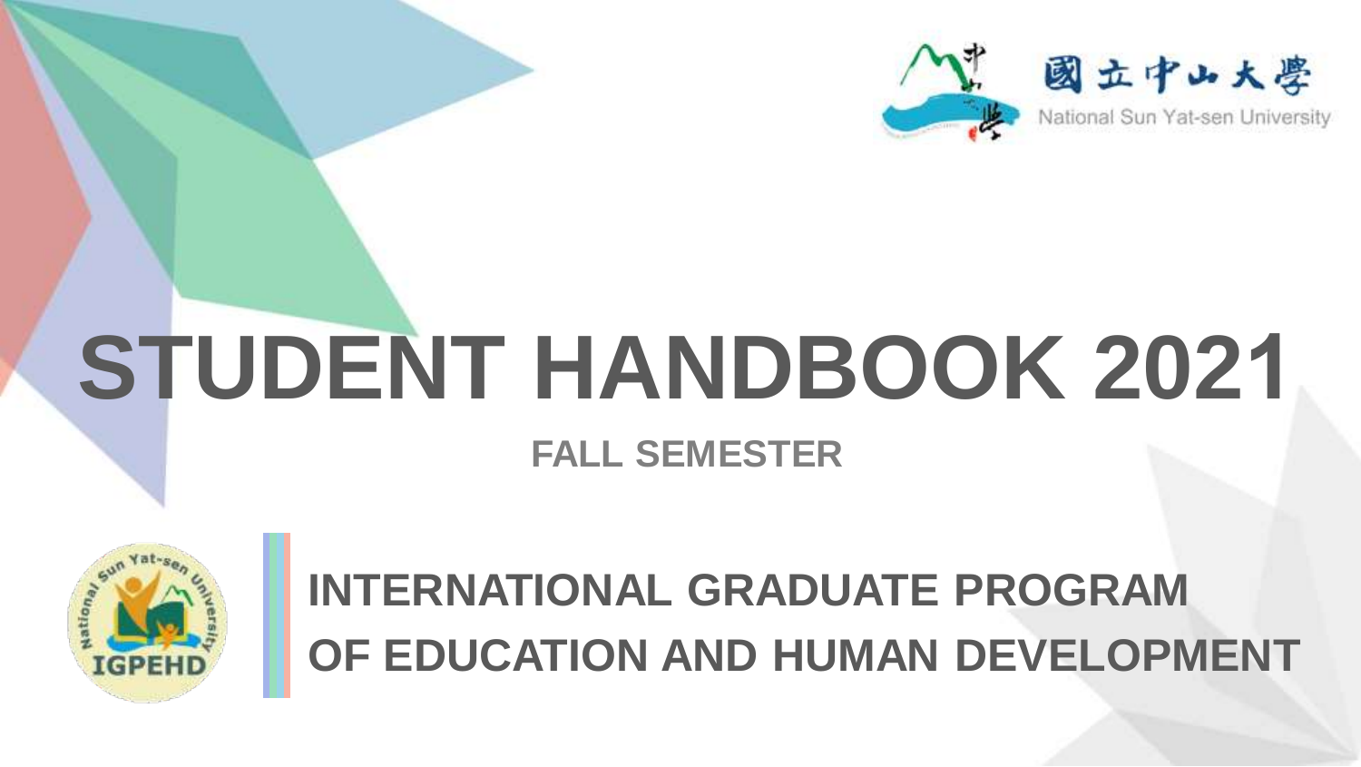國立中山大學

National Sun Yat-sen University

# STUDENT HANDBOOK 2021

## FALL SEMESTER

## INTERNATIONAL GRADUATE PROGRAM OF EDUCATION AND HUMAN DEVELOPMENT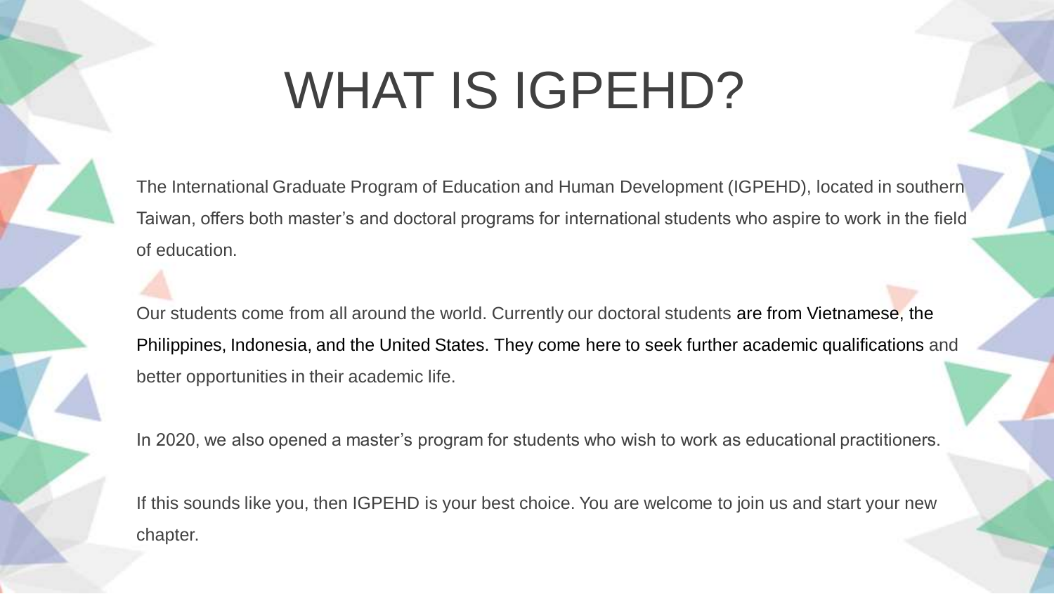# WHAT IS IGPEHD?

The International Graduate Program of Education and Human Development (IGPEHD), located in southern Taiwan, offers both master's and doctoral programs for international students who aspire to work in the field of education.

Our students come from all around the world. Currently our doctoral students are from Vietnamese, the Philippines, Indonesia, and the United States. They come here to seek further academic qualifications and better opportunities in their academic life.

In 2020, we also opened a master's program for students who wish to work as educational practitioners.

If this sounds like you, then IGPEHD is your best choice. You are welcome to join us and start your new chapter.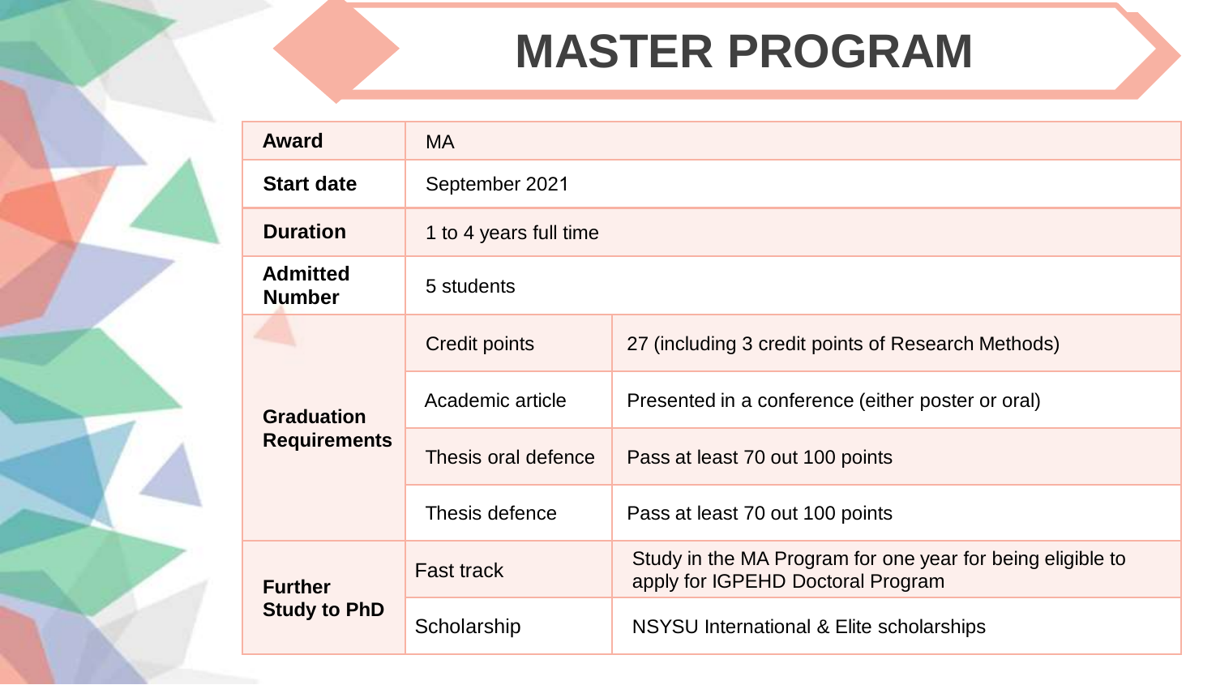# MASTER PROGRAM

| | | |
|---|---|---|
| **Award** | MA | |
| **Start date** | September 2021 | |
| **Duration** | 1 to 4 years full time | |
| **Admitted Number** | 5 students | |
| **Graduation Requirements** | Credit points | 27 (including 3 credit points of Research Methods) |
| | Academic article | Presented in a conference (either poster or oral) |
| | Thesis oral defence | Pass at least 70 out 100 points |
| | Thesis defence | Pass at least 70 out 100 points |
| **Further Study to PhD** | Fast track | Study in the MA Program for one year for being eligible to apply for IGPEHD Doctoral Program |
| | Scholarship | NSYSU International & Elite scholarships |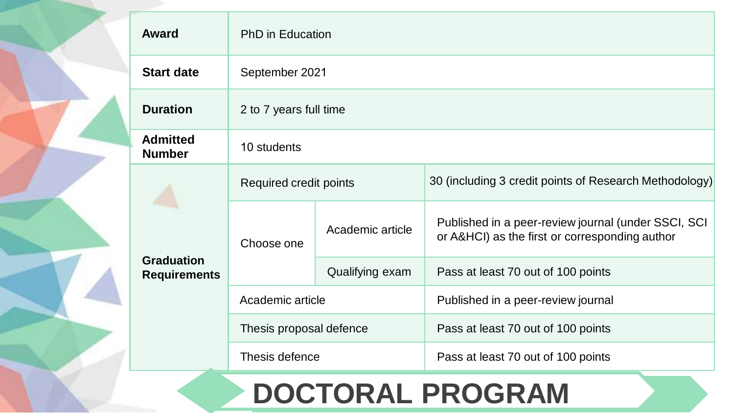# DOCTORAL PROGRAM

| | | | |
|---|---|---|---|
| **Award** | PhD in Education | | |
| **Start date** | September 2021 | | |
| **Duration** | 2 to 7 years full time | | |
| **Admitted Number** | 10 students | | |
| **Graduation Requirements** | Required credit points | | 30 (including 3 credit points of Research Methodology) |
| | Choose one | Academic article | Published in a peer-review journal (under SSCI, SCI or A&HCI) as the first or corresponding author |
| | | Qualifying exam | Pass at least 70 out of 100 points |
| | Academic article | | Published in a peer-review journal |
| | Thesis proposal defence | | Pass at least 70 out of 100 points |
| | Thesis defence | | Pass at least 70 out of 100 points |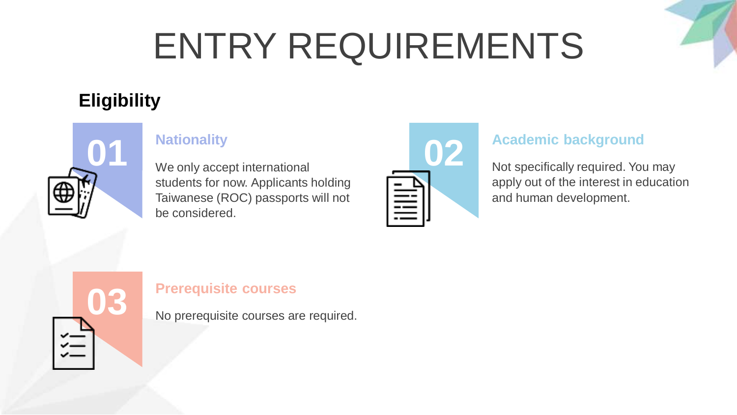# ENTRY REQUIREMENTS

## Eligibility

### 01 Nationality

We only accept international students for now. Applicants holding Taiwanese (ROC) passports will not be considered.

### 02 Academic background

Not specifically required. You may apply out of the interest in education and human development.

### 03 Prerequisite courses

No prerequisite courses are required.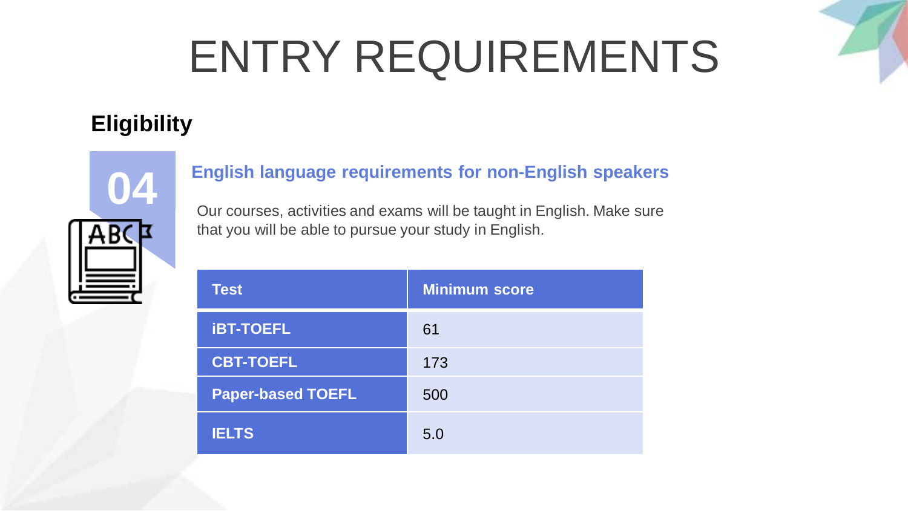# ENTRY REQUIREMENTS

## Eligibility

04

### English language requirements for non-English speakers

Our courses, activities and exams will be taught in English. Make sure that you will be able to pursue your study in English.

| Test | Minimum score |
|---|---|
| **iBT-TOEFL** | 61 |
| **CBT-TOEFL** | 173 |
| **Paper-based TOEFL** | 500 |
| **IELTS** | 5.0 |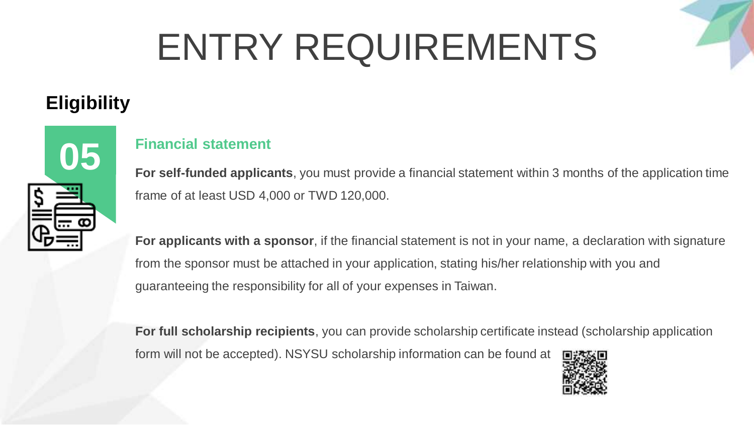# ENTRY REQUIREMENTS

## Eligibility

### 05 Financial statement

**For self-funded applicants**, you must provide a financial statement within 3 months of the application time frame of at least USD 4,000 or TWD 120,000.

**For applicants with a sponsor**, if the financial statement is not in your name, a declaration with signature from the sponsor must be attached in your application, stating his/her relationship with you and guaranteeing the responsibility for all of your expenses in Taiwan.

**For full scholarship recipients**, you can provide scholarship certificate instead (scholarship application form will not be accepted). NSYSU scholarship information can be found at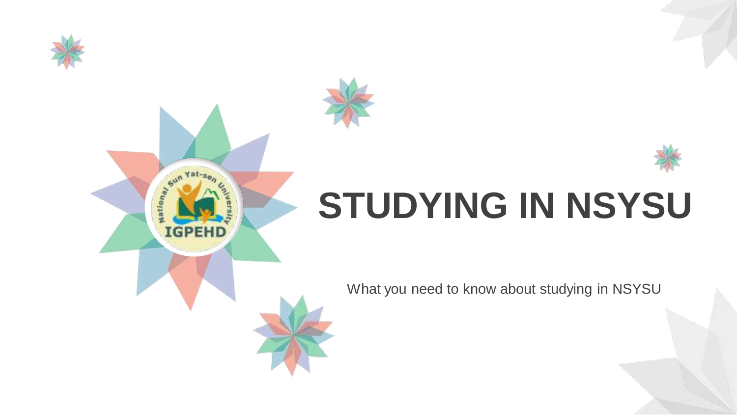# STUDYING IN NSYSU

What you need to know about studying in NSYSU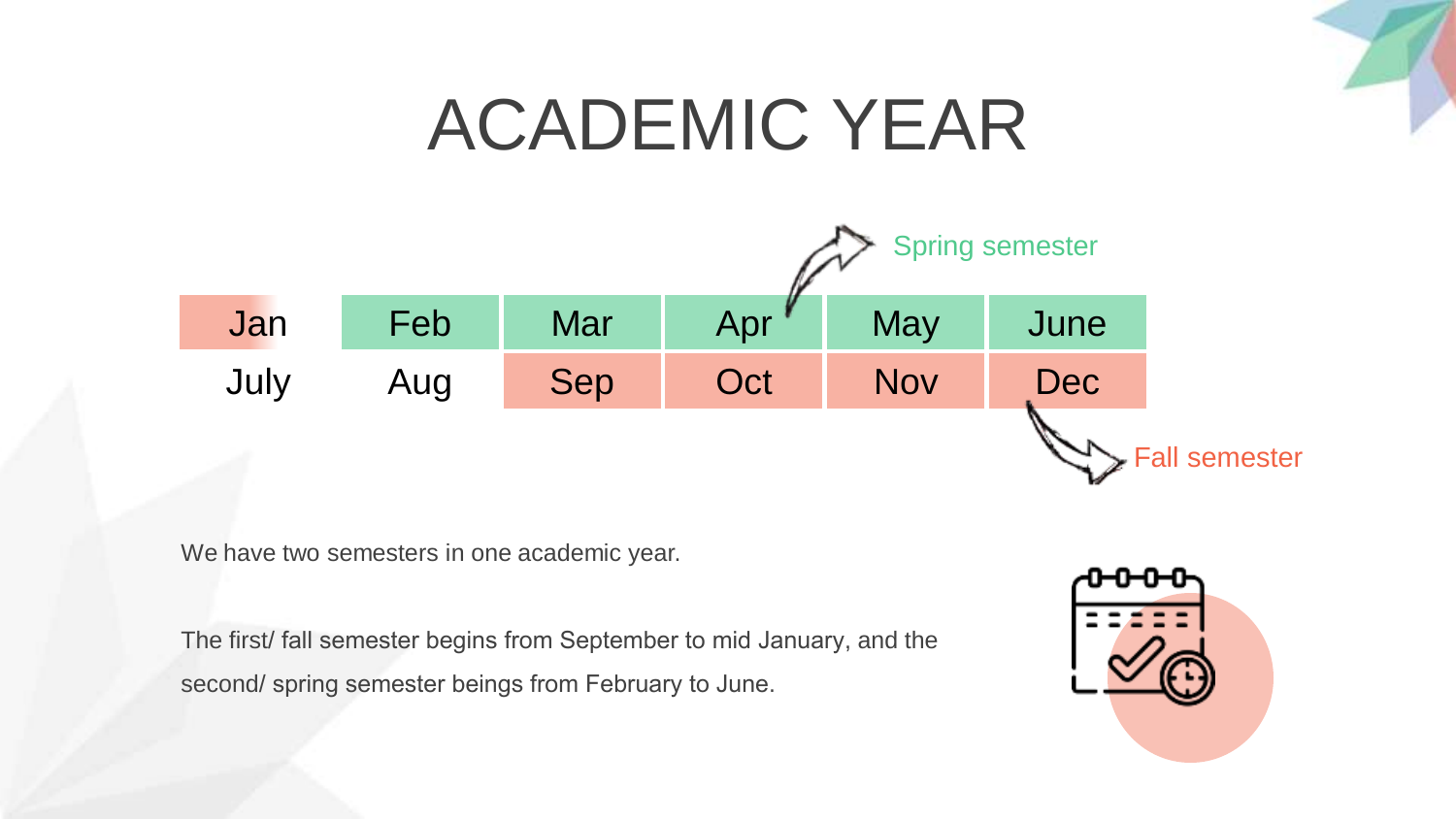# ACADEMIC YEAR

Spring semester

| Jan | Feb | Mar | Apr | May | June |
|---|---|---|---|---|---|
| July | Aug | Sep | Oct | Nov | Dec |

Fall semester

We have two semesters in one academic year.

The first/ fall semester begins from September to mid January, and the second/ spring semester beings from February to June.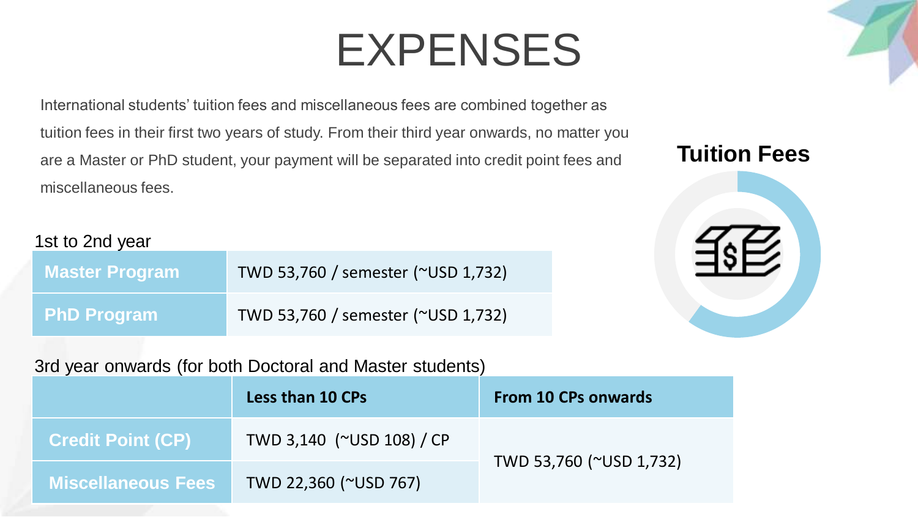# EXPENSES

International students' tuition fees and miscellaneous fees are combined together as tuition fees in their first two years of study. From their third year onwards, no matter you are a Master or PhD student, your payment will be separated into credit point fees and miscellaneous fees.

## Tuition Fees

1st to 2nd year

| | |
|---|---|
| **Master Program** | TWD 53,760 / semester (~USD 1,732) |
| **PhD Program** | TWD 53,760 / semester (~USD 1,732) |

3rd year onwards (for both Doctoral and Master students)

| | Less than 10 CPs | From 10 CPs onwards |
|---|---|---|
| **Credit Point (CP)** | TWD 3,140 (~USD 108) / CP | TWD 53,760 (~USD 1,732) |
| **Miscellaneous Fees** | TWD 22,360 (~USD 767) | |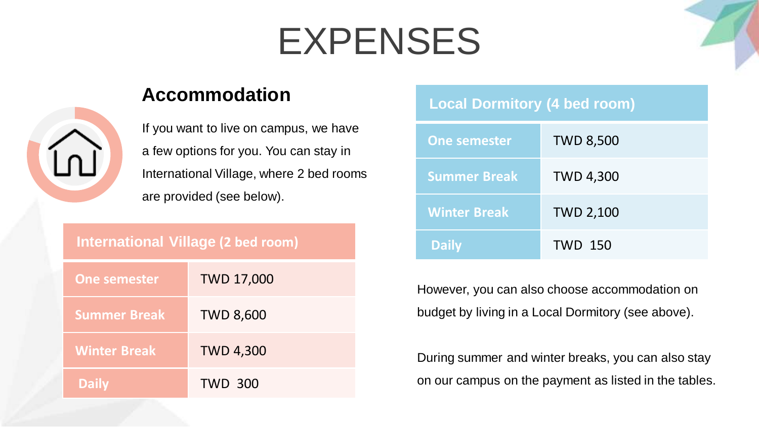# EXPENSES

## Accommodation

If you want to live on campus, we have a few options for you. You can stay in International Village, where 2 bed rooms are provided (see below).

| International Village (2 bed room) | |
|---|---|
| One semester | TWD 17,000 |
| Summer Break | TWD 8,600 |
| Winter Break | TWD 4,300 |
| Daily | TWD 300 |

| Local Dormitory (4 bed room) | |
|---|---|
| One semester | TWD 8,500 |
| Summer Break | TWD 4,300 |
| Winter Break | TWD 2,100 |
| Daily | TWD 150 |

However, you can also choose accommodation on budget by living in a Local Dormitory (see above).

During summer and winter breaks, you can also stay on our campus on the payment as listed in the tables.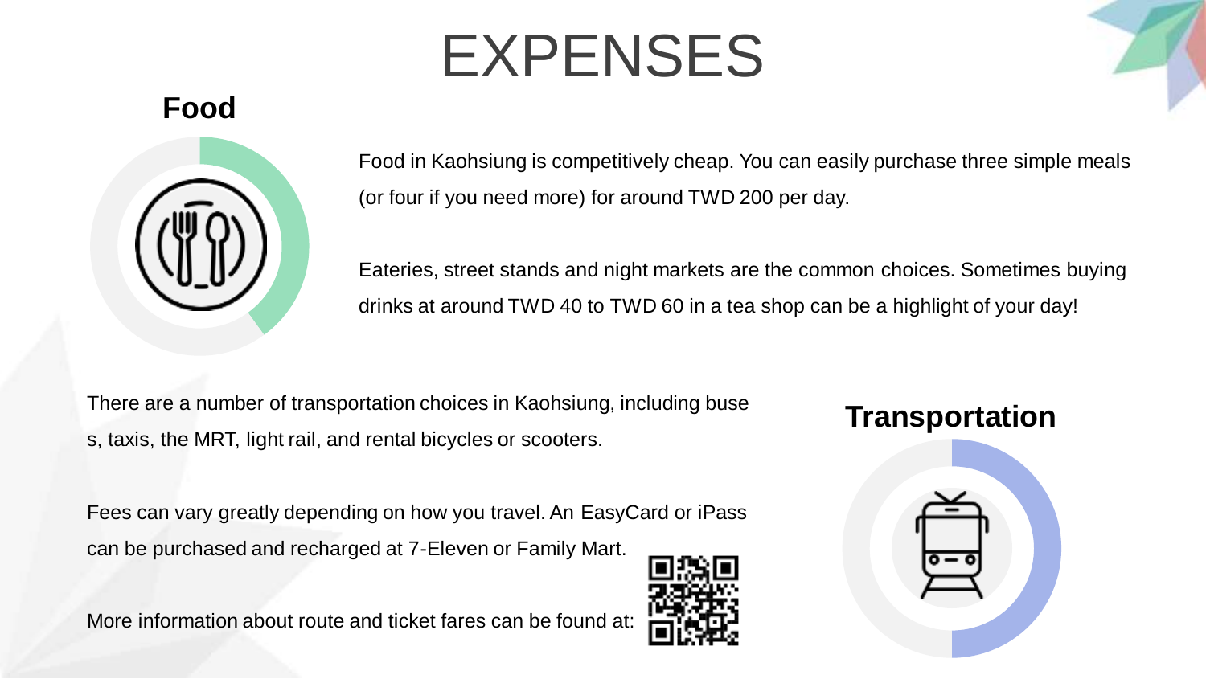# EXPENSES

## Food

Food in Kaohsiung is competitively cheap. You can easily purchase three simple meals (or four if you need more) for around TWD 200 per day.

Eateries, street stands and night markets are the common choices. Sometimes buying drinks at around TWD 40 to TWD 60 in a tea shop can be a highlight of your day!

## Transportation

There are a number of transportation choices in Kaohsiung, including buses, taxis, the MRT, light rail, and rental bicycles or scooters.

Fees can vary greatly depending on how you travel. An EasyCard or iPass can be purchased and recharged at 7-Eleven or Family Mart.

More information about route and ticket fares can be found at: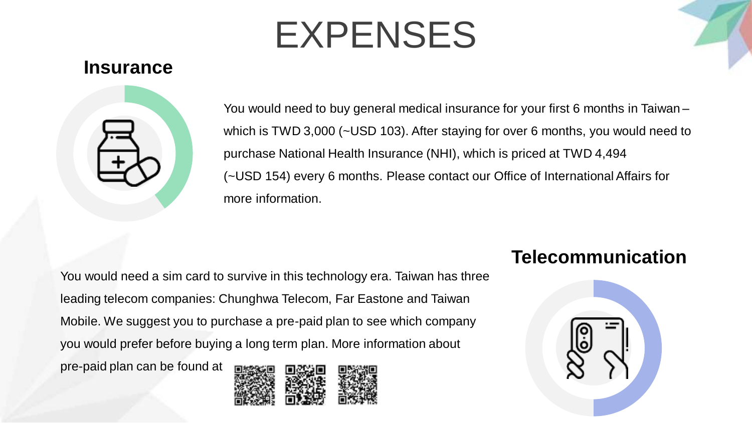# EXPENSES

## Insurance

You would need to buy general medical insurance for your first 6 months in Taiwan – which is TWD 3,000 (~USD 103). After staying for over 6 months, you would need to purchase National Health Insurance (NHI), which is priced at TWD 4,494 (~USD 154) every 6 months. Please contact our Office of International Affairs for more information.

## Telecommunication

You would need a sim card to survive in this technology era. Taiwan has three leading telecom companies: Chunghwa Telecom, Far Eastone and Taiwan Mobile. We suggest you to purchase a pre-paid plan to see which company you would prefer before buying a long term plan. More information about pre-paid plan can be found at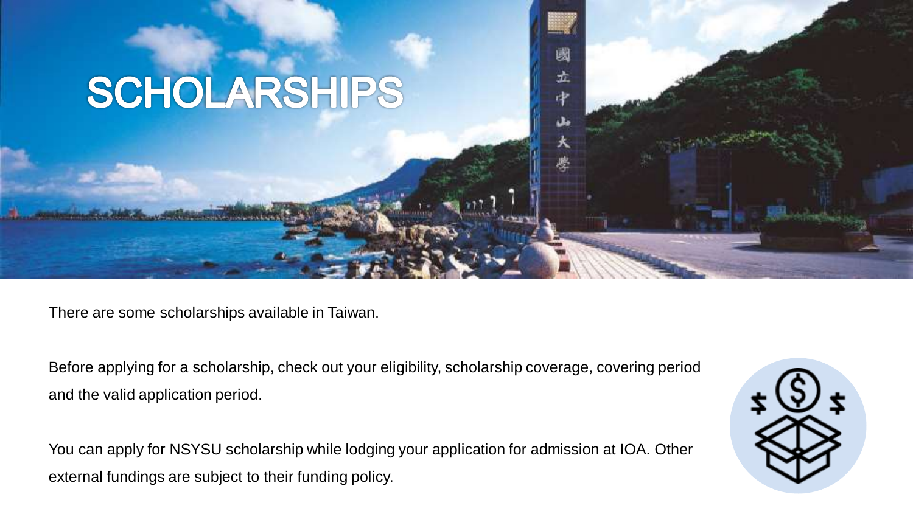# SCHOLARSHIPS

There are some scholarships available in Taiwan.

Before applying for a scholarship, check out your eligibility, scholarship coverage, covering period and the valid application period.

You can apply for NSYSU scholarship while lodging your application for admission at IOA. Other external fundings are subject to their funding policy.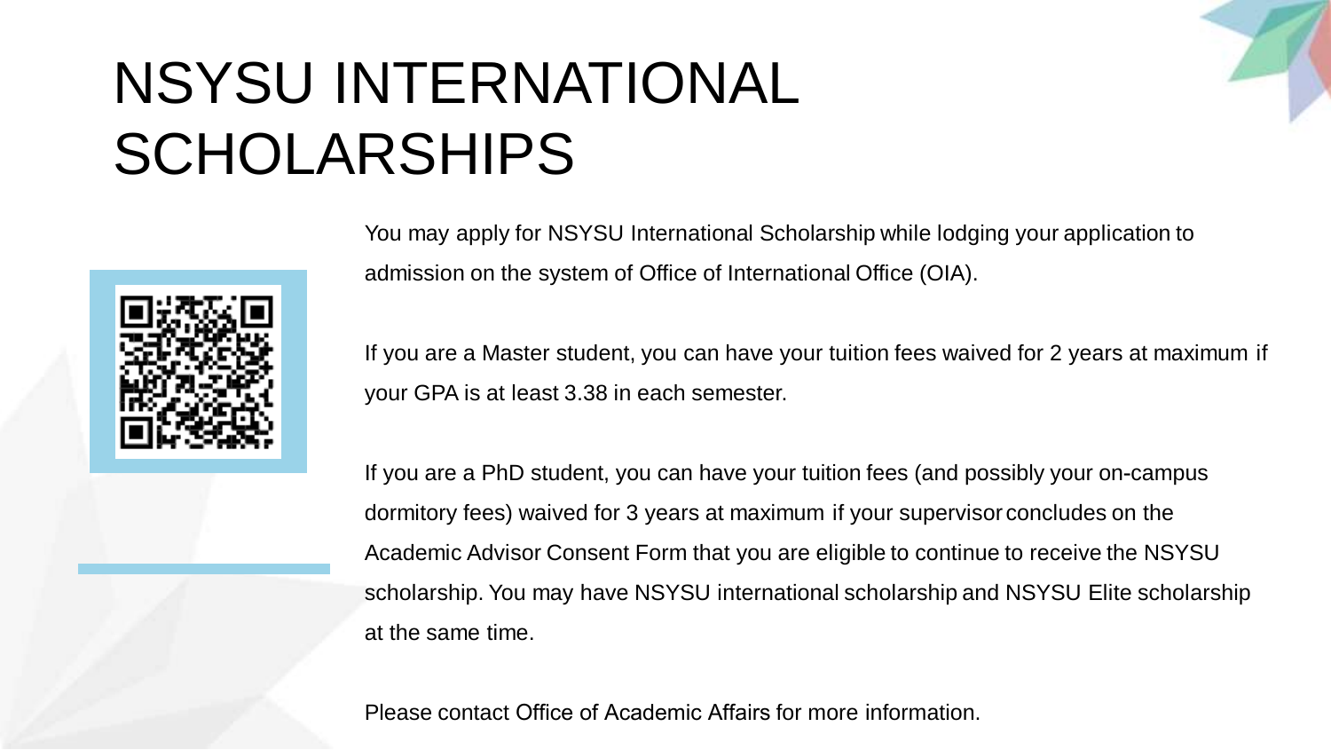# NSYSU INTERNATIONAL SCHOLARSHIPS

You may apply for NSYSU International Scholarship while lodging your application to admission on the system of Office of International Office (OIA).

If you are a Master student, you can have your tuition fees waived for 2 years at maximum if your GPA is at least 3.38 in each semester.

If you are a PhD student, you can have your tuition fees (and possibly your on-campus dormitory fees) waived for 3 years at maximum if your supervisor concludes on the Academic Advisor Consent Form that you are eligible to continue to receive the NSYSU scholarship. You may have NSYSU international scholarship and NSYSU Elite scholarship at the same time.

Please contact Office of Academic Affairs for more information.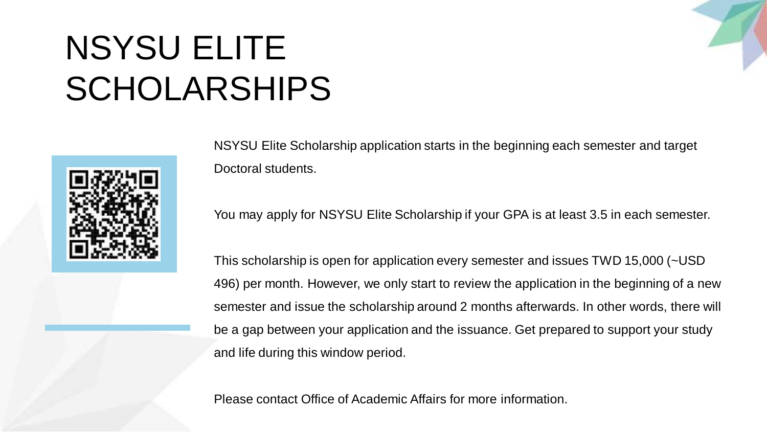# NSYSU ELITE SCHOLARSHIPS

NSYSU Elite Scholarship application starts in the beginning each semester and target Doctoral students.

You may apply for NSYSU Elite Scholarship if your GPA is at least 3.5 in each semester.

This scholarship is open for application every semester and issues TWD 15,000 (~USD 496) per month. However, we only start to review the application in the beginning of a new semester and issue the scholarship around 2 months afterwards. In other words, there will be a gap between your application and the issuance. Get prepared to support your study and life during this window period.

Please contact Office of Academic Affairs for more information.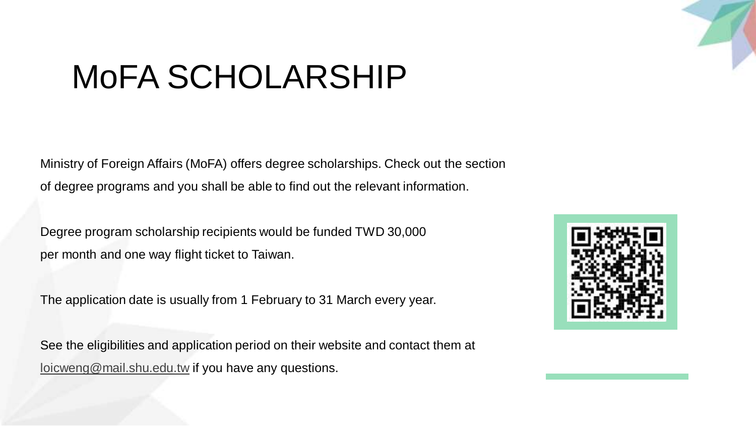# MoFA SCHOLARSHIP

Ministry of Foreign Affairs (MoFA) offers degree scholarships. Check out the section of degree programs and you shall be able to find out the relevant information.

Degree program scholarship recipients would be funded TWD 30,000 per month and one way flight ticket to Taiwan.

The application date is usually from 1 February to 31 March every year.

See the eligibilities and application period on their website and contact them at loicweng@mail.shu.edu.tw if you have any questions.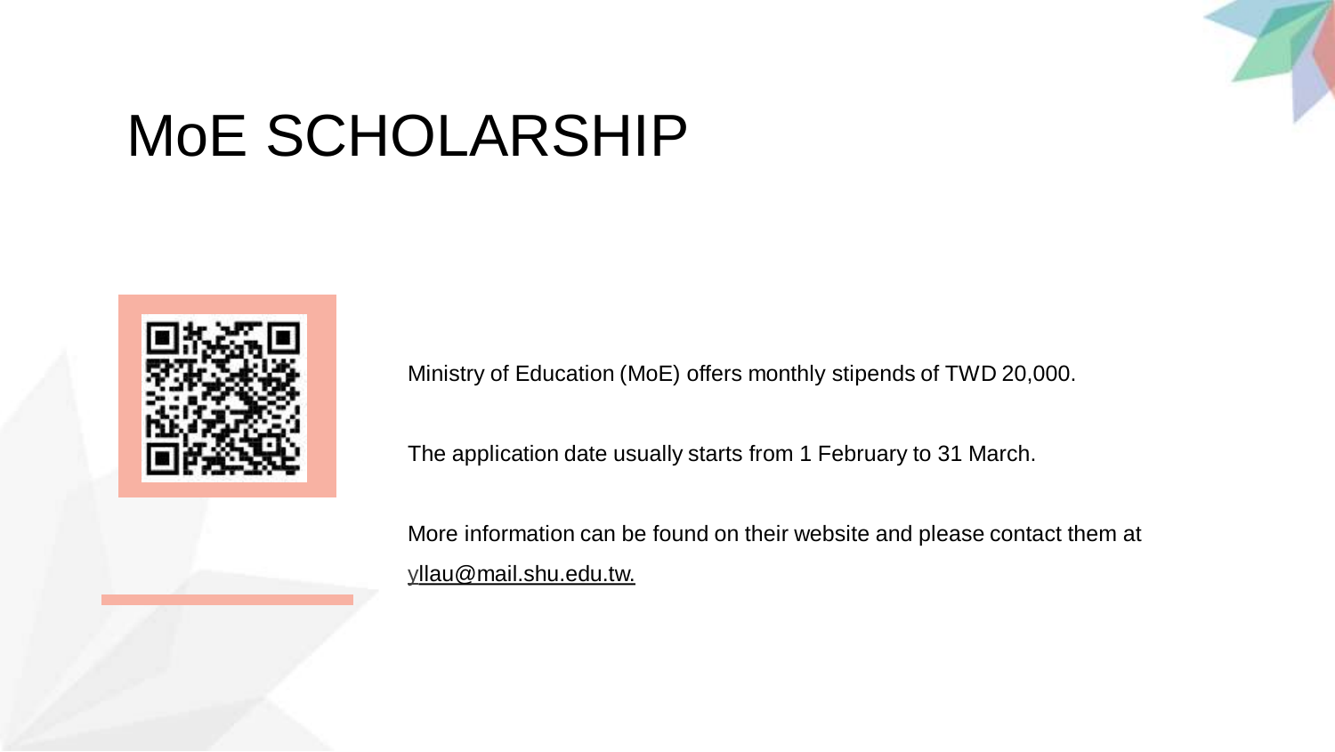# MoE SCHOLARSHIP

Ministry of Education (MoE) offers monthly stipends of TWD 20,000.

The application date usually starts from 1 February to 31 March.

More information can be found on their website and please contact them at yllau@mail.shu.edu.tw.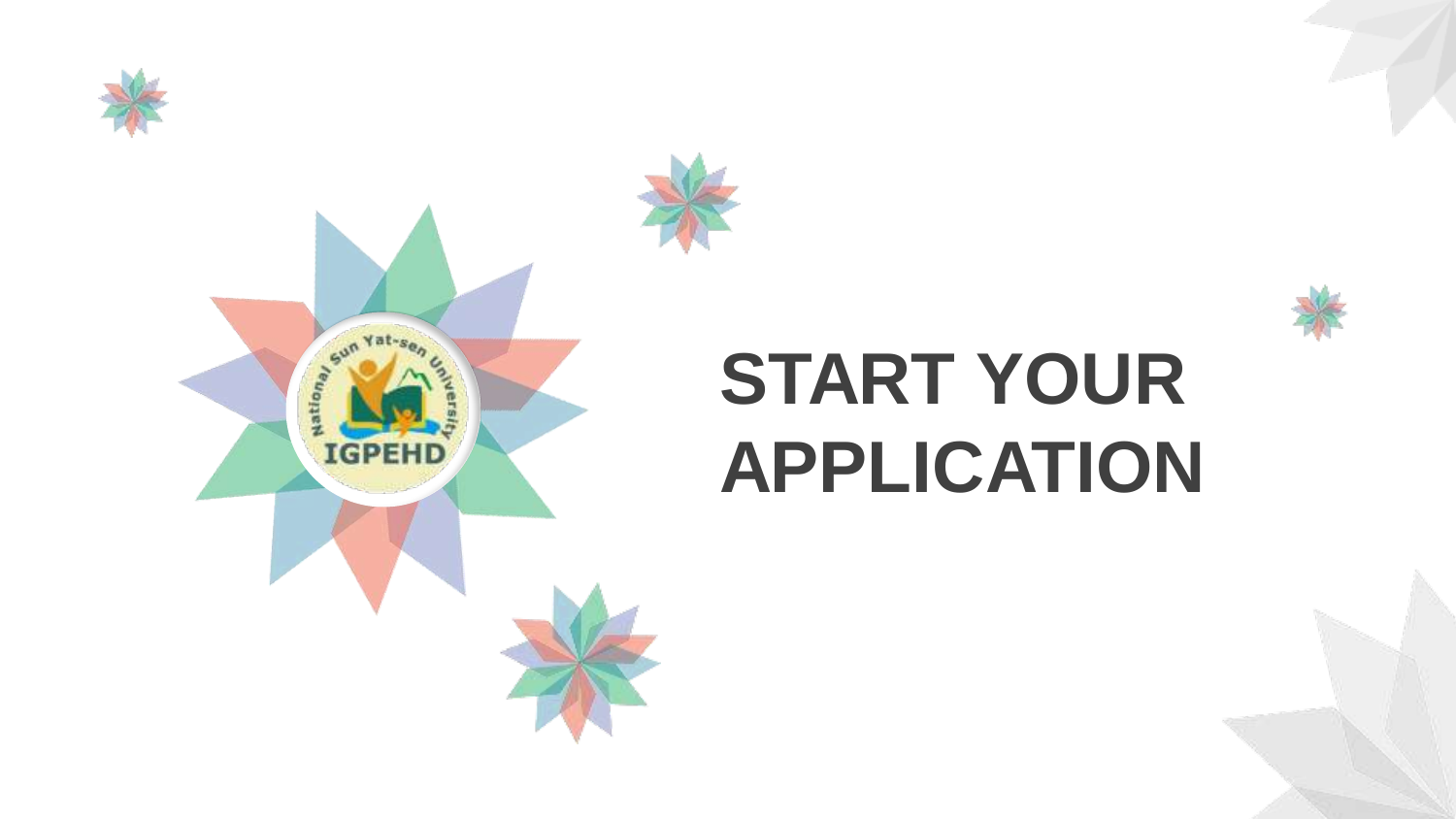# START YOUR APPLICATION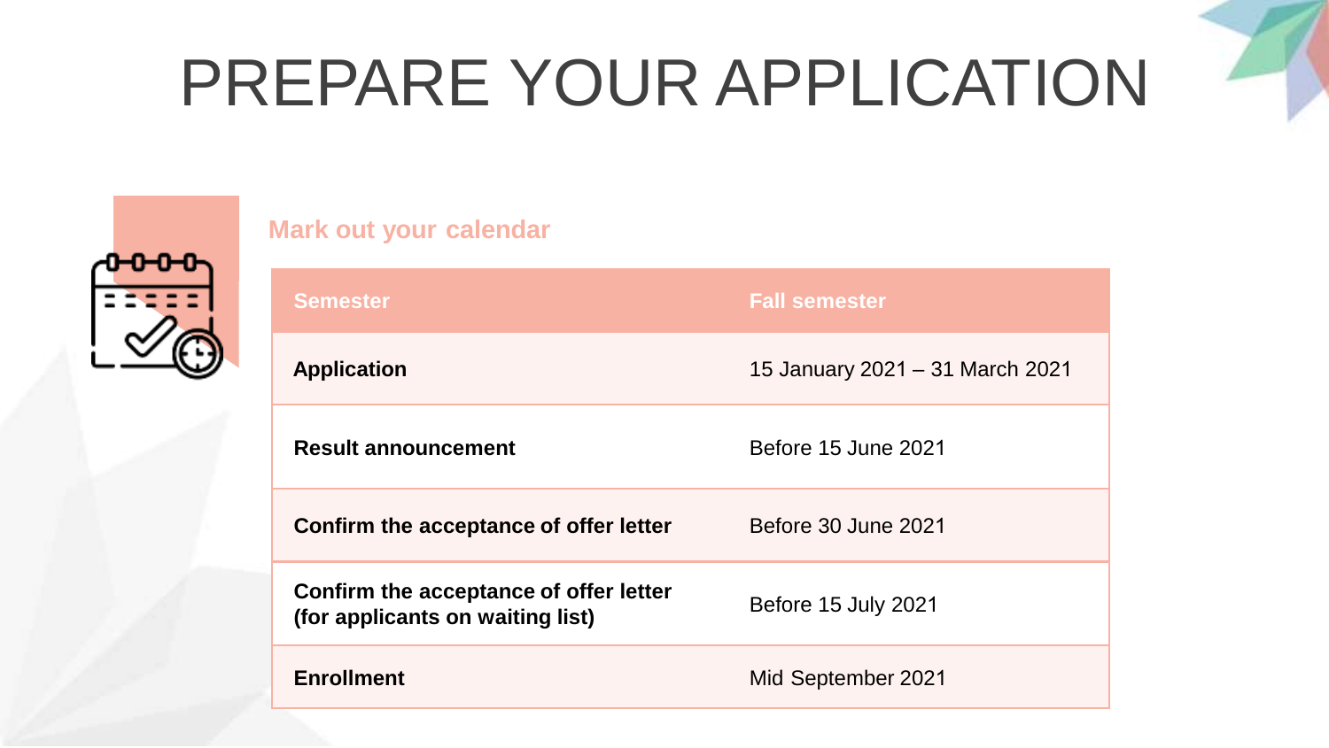# PREPARE YOUR APPLICATION

## Mark out your calendar

| Semester | Fall semester |
| --- | --- |
| **Application** | 15 January 2021 – 31 March 2021 |
| **Result announcement** | Before 15 June 2021 |
| **Confirm the acceptance of offer letter** | Before 30 June 2021 |
| **Confirm the acceptance of offer letter (for applicants on waiting list)** | Before 15 July 2021 |
| **Enrollment** | Mid September 2021 |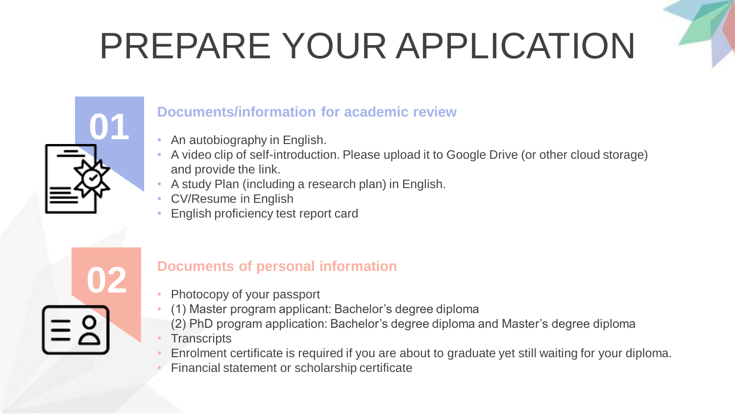# PREPARE YOUR APPLICATION

## 01

### Documents/information for academic review

- An autobiography in English.
- A video clip of self-introduction. Please upload it to Google Drive (or other cloud storage) and provide the link.
- A study Plan (including a research plan) in English.
- CV/Resume in English
- English proficiency test report card

## 02

### Documents of personal information

- Photocopy of your passport
- (1) Master program applicant: Bachelor's degree diploma
  (2) PhD program application: Bachelor's degree diploma and Master's degree diploma
- Transcripts
- Enrolment certificate is required if you are about to graduate yet still waiting for your diploma.
- Financial statement or scholarship certificate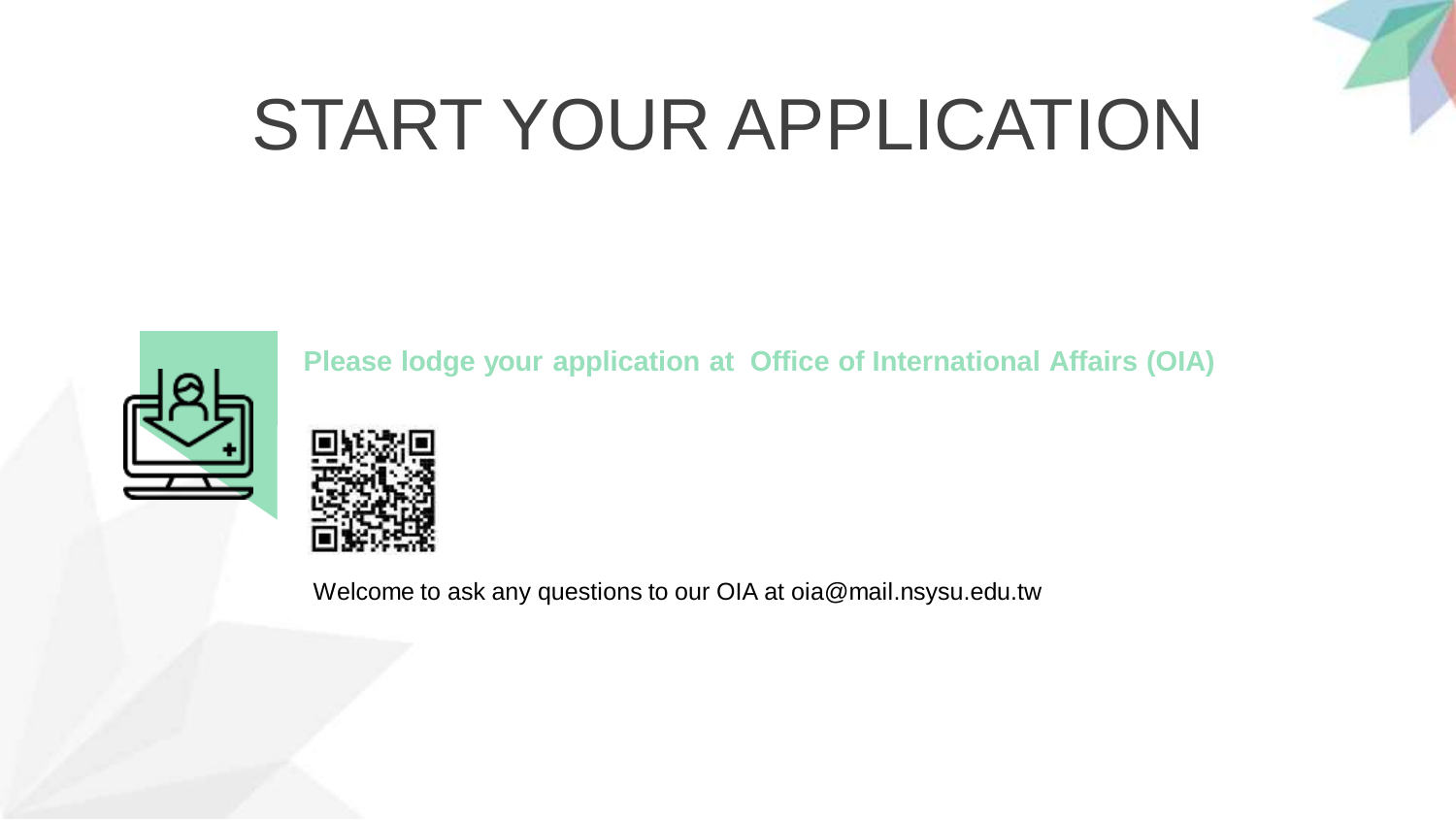# START YOUR APPLICATION

**Please lodge your application at Office of International Affairs (OIA)**

Welcome to ask any questions to our OIA at oia@mail.nsysu.edu.tw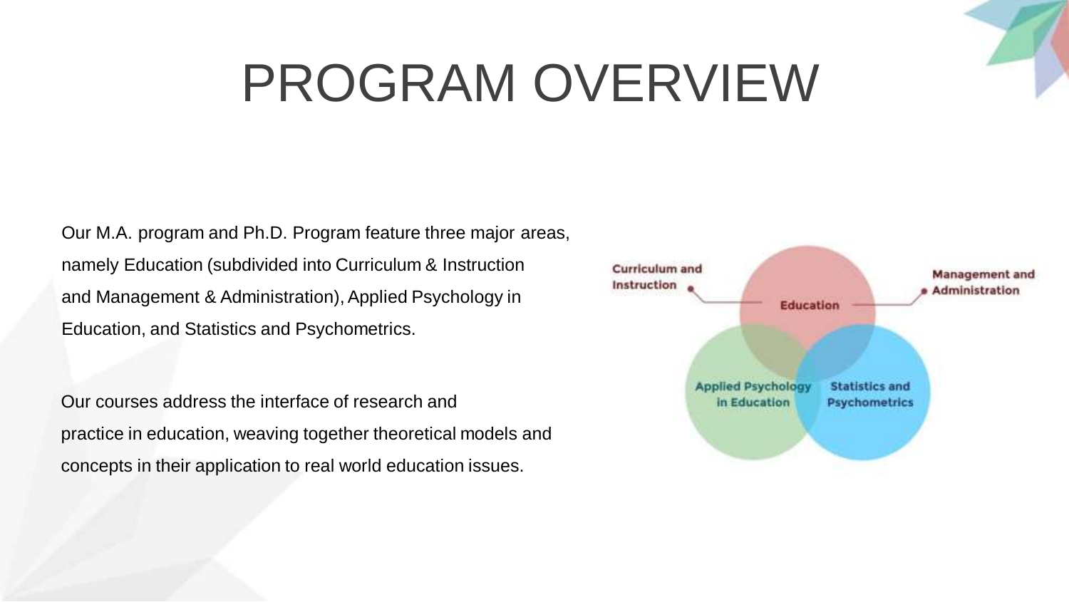# PROGRAM OVERVIEW

Our M.A. program and Ph.D. Program feature three major areas, namely Education (subdivided into Curriculum & Instruction and Management & Administration), Applied Psychology in Education, and Statistics and Psychometrics.

Our courses address the interface of research and practice in education, weaving together theoretical models and concepts in their application to real world education issues.

Curriculum and Instruction

Education

Management and Administration

Applied Psychology in Education

Statistics and Psychometrics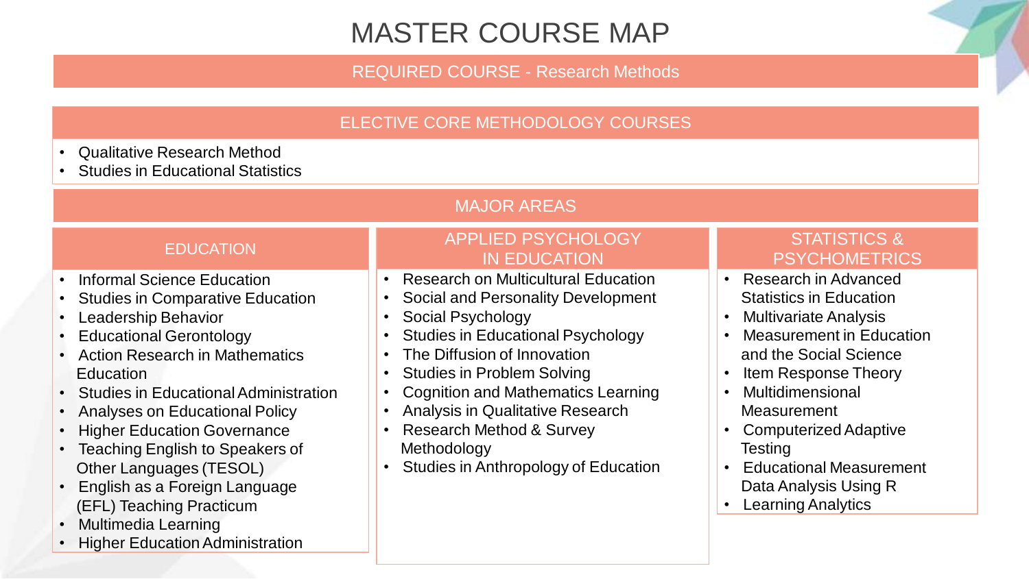# MASTER COURSE MAP

## REQUIRED COURSE - Research Methods

## ELECTIVE CORE METHODOLOGY COURSES

- Qualitative Research Method
- Studies in Educational Statistics

## MAJOR AREAS

### EDUCATION

- Informal Science Education
- Studies in Comparative Education
- Leadership Behavior
- Educational Gerontology
- Action Research in Mathematics Education
- Studies in Educational Administration
- Analyses on Educational Policy
- Higher Education Governance
- Teaching English to Speakers of Other Languages (TESOL)
- English as a Foreign Language (EFL) Teaching Practicum
- Multimedia Learning
- Higher Education Administration

### APPLIED PSYCHOLOGY IN EDUCATION

- Research on Multicultural Education
- Social and Personality Development
- Social Psychology
- Studies in Educational Psychology
- The Diffusion of Innovation
- Studies in Problem Solving
- Cognition and Mathematics Learning
- Analysis in Qualitative Research
- Research Method & Survey Methodology
- Studies in Anthropology of Education

### STATISTICS & PSYCHOMETRICS

- Research in Advanced Statistics in Education
- Multivariate Analysis
- Measurement in Education and the Social Science
- Item Response Theory
- Multidimensional Measurement
- Computerized Adaptive Testing
- Educational Measurement Data Analysis Using R
- Learning Analytics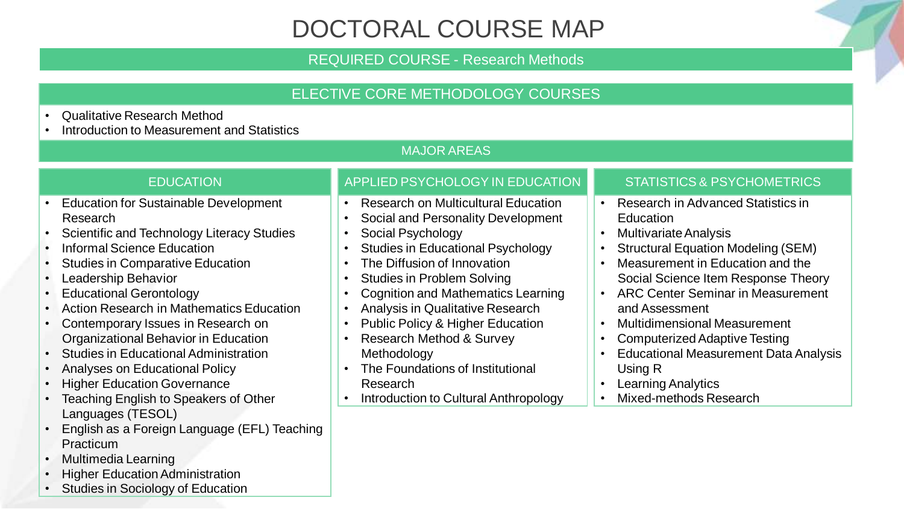# DOCTORAL COURSE MAP

## REQUIRED COURSE - Research Methods

## ELECTIVE CORE METHODOLOGY COURSES

- Qualitative Research Method
- Introduction to Measurement and Statistics

## MAJOR AREAS

### EDUCATION

- Education for Sustainable Development Research
- Scientific and Technology Literacy Studies
- Informal Science Education
- Studies in Comparative Education
- Leadership Behavior
- Educational Gerontology
- Action Research in Mathematics Education
- Contemporary Issues in Research on Organizational Behavior in Education
- Studies in Educational Administration
- Analyses on Educational Policy
- Higher Education Governance
- Teaching English to Speakers of Other Languages (TESOL)
- English as a Foreign Language (EFL) Teaching Practicum
- Multimedia Learning
- Higher Education Administration
- Studies in Sociology of Education

### APPLIED PSYCHOLOGY IN EDUCATION

- Research on Multicultural Education
- Social and Personality Development
- Social Psychology
- Studies in Educational Psychology
- The Diffusion of Innovation
- Studies in Problem Solving
- Cognition and Mathematics Learning
- Analysis in Qualitative Research
- Public Policy & Higher Education
- Research Method & Survey Methodology
- The Foundations of Institutional Research
- Introduction to Cultural Anthropology

### STATISTICS & PSYCHOMETRICS

- Research in Advanced Statistics in Education
- Multivariate Analysis
- Structural Equation Modeling (SEM)
- Measurement in Education and the Social Science Item Response Theory
- ARC Center Seminar in Measurement and Assessment
- Multidimensional Measurement
- Computerized Adaptive Testing
- Educational Measurement Data Analysis Using R
- Learning Analytics
- Mixed-methods Research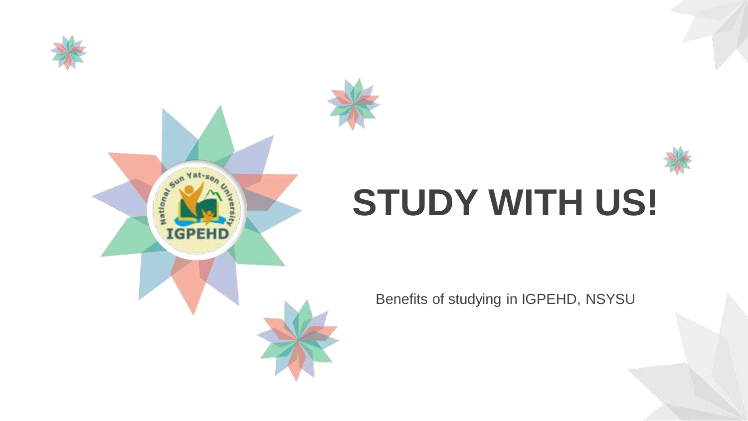# STUDY WITH US!

Benefits of studying in IGPEHD, NSYSU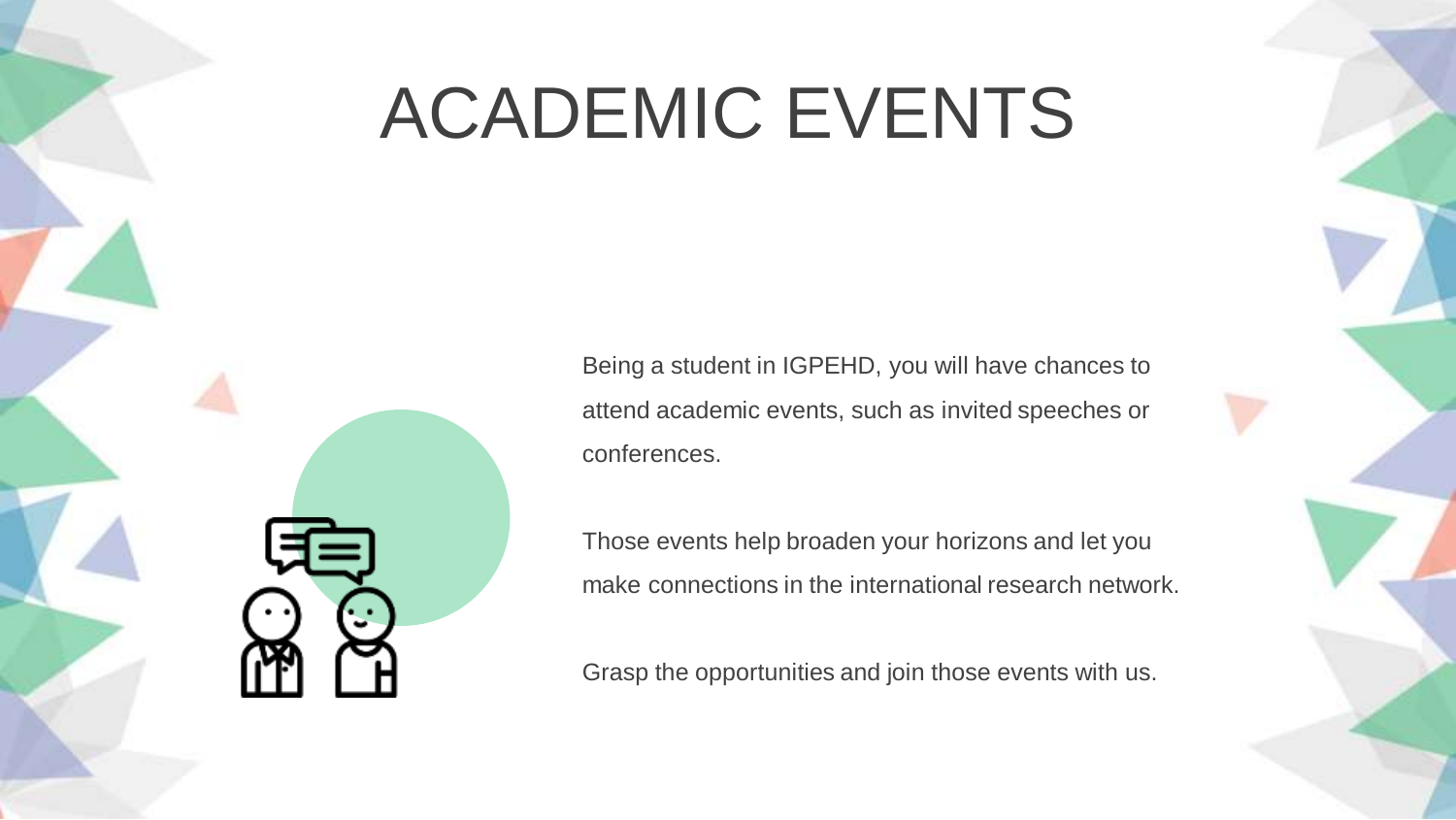# ACADEMIC EVENTS

Being a student in IGPEHD, you will have chances to attend academic events, such as invited speeches or conferences.

Those events help broaden your horizons and let you make connections in the international research network.

Grasp the opportunities and join those events with us.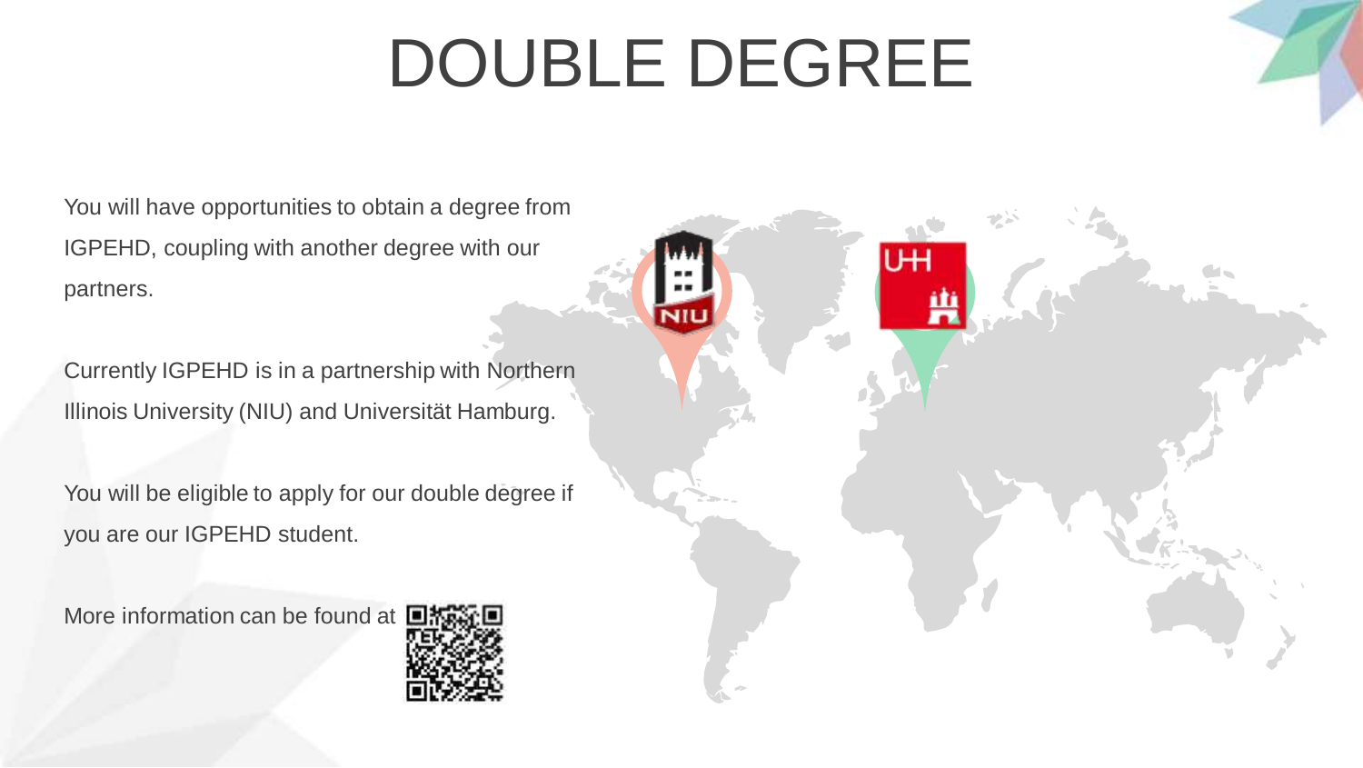# DOUBLE DEGREE

You will have opportunities to obtain a degree from IGPEHD, coupling with another degree with our partners.

Currently IGPEHD is in a partnership with Northern Illinois University (NIU) and Universität Hamburg.

You will be eligible to apply for our double degree if you are our IGPEHD student.

More information can be found at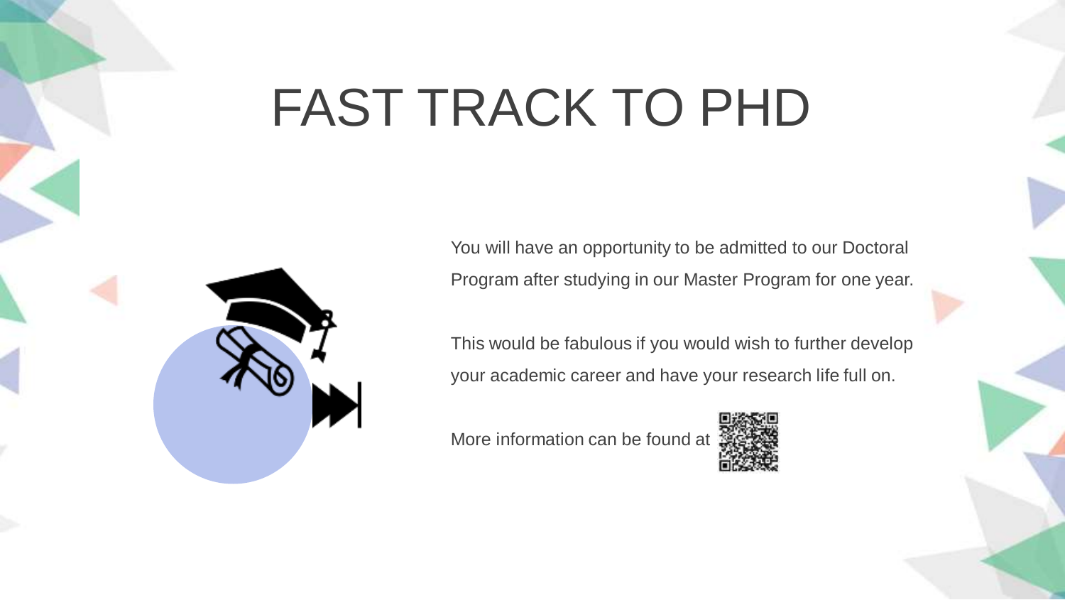# FAST TRACK TO PHD

You will have an opportunity to be admitted to our Doctoral Program after studying in our Master Program for one year.

This would be fabulous if you would wish to further develop your academic career and have your research life full on.

More information can be found at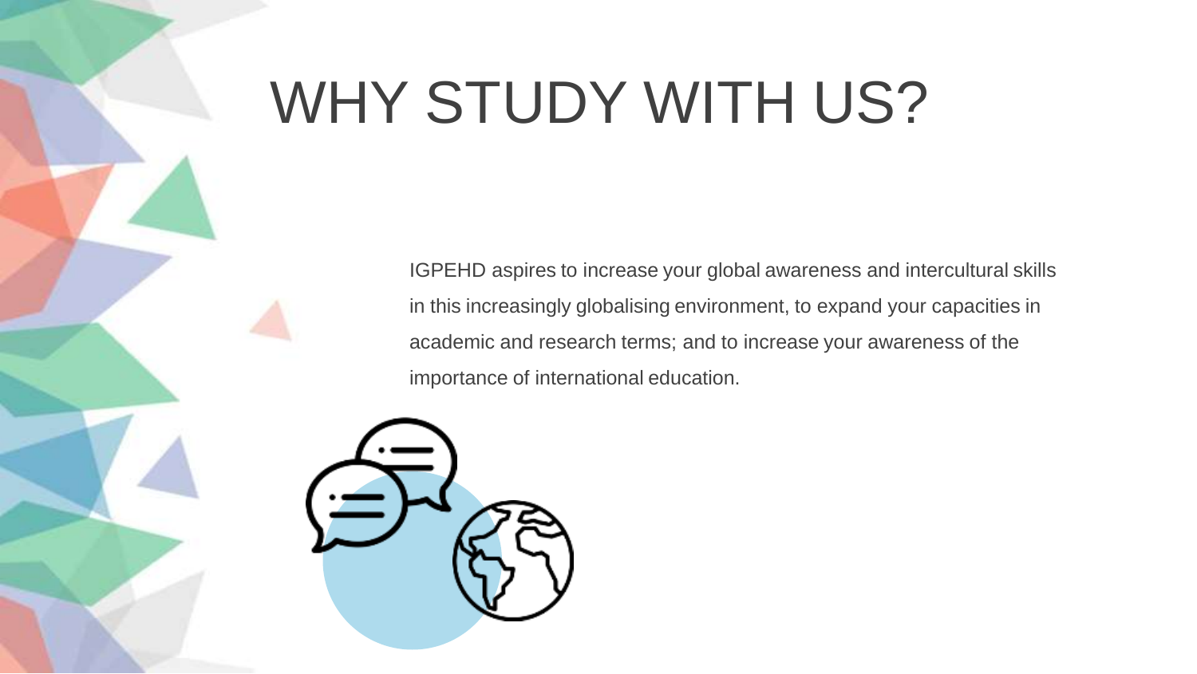# WHY STUDY WITH US?

IGPEHD aspires to increase your global awareness and intercultural skills in this increasingly globalising environment, to expand your capacities in academic and research terms; and to increase your awareness of the importance of international education.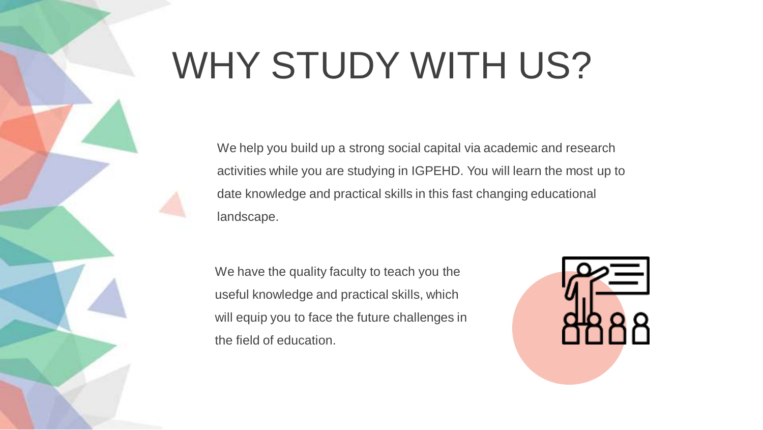# WHY STUDY WITH US?

We help you build up a strong social capital via academic and research activities while you are studying in IGPEHD. You will learn the most up to date knowledge and practical skills in this fast changing educational landscape.

We have the quality faculty to teach you the useful knowledge and practical skills, which will equip you to face the future challenges in the field of education.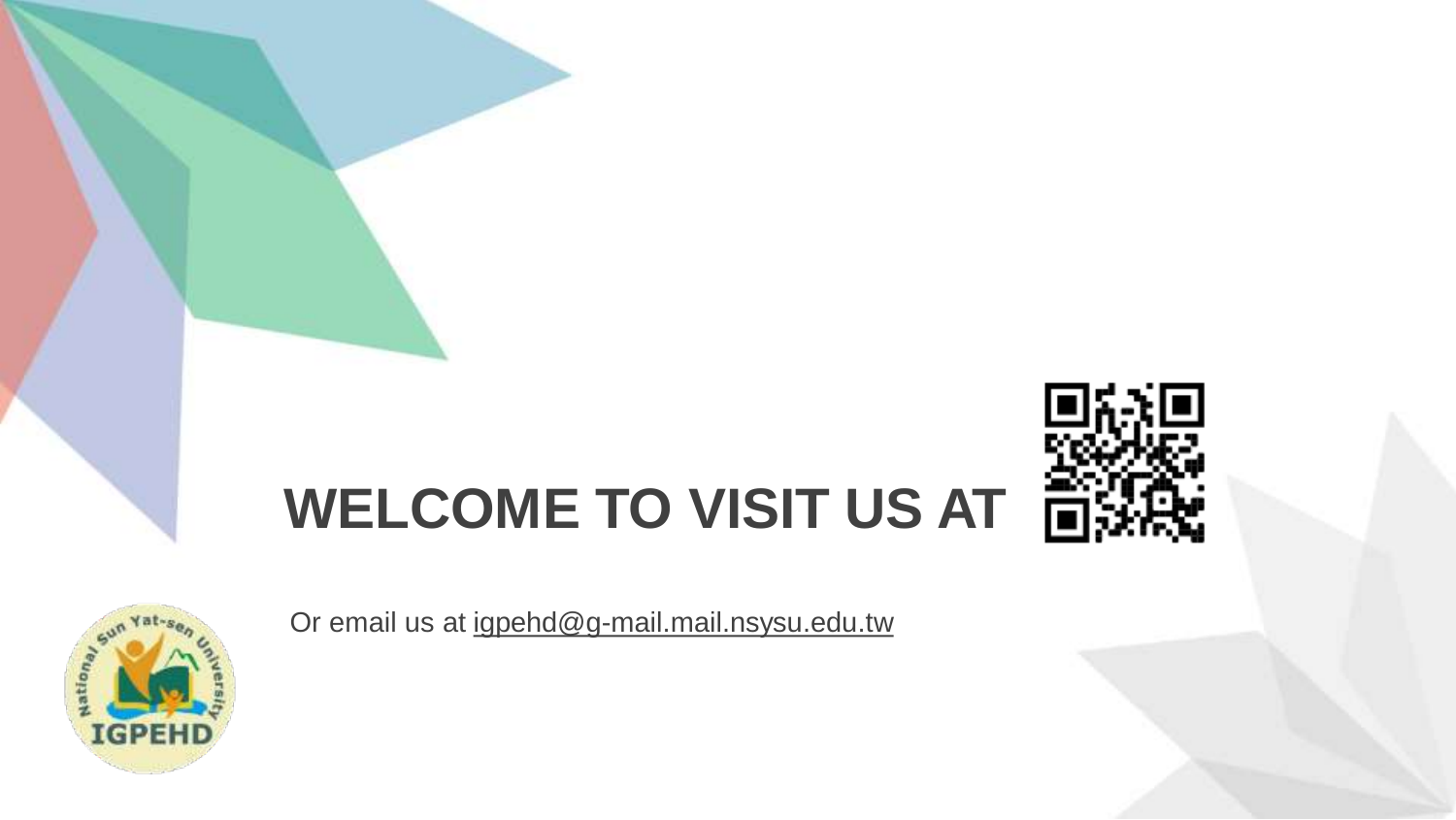# WELCOME TO VISIT US AT

Or email us at igpehd@g-mail.mail.nsysu.edu.tw